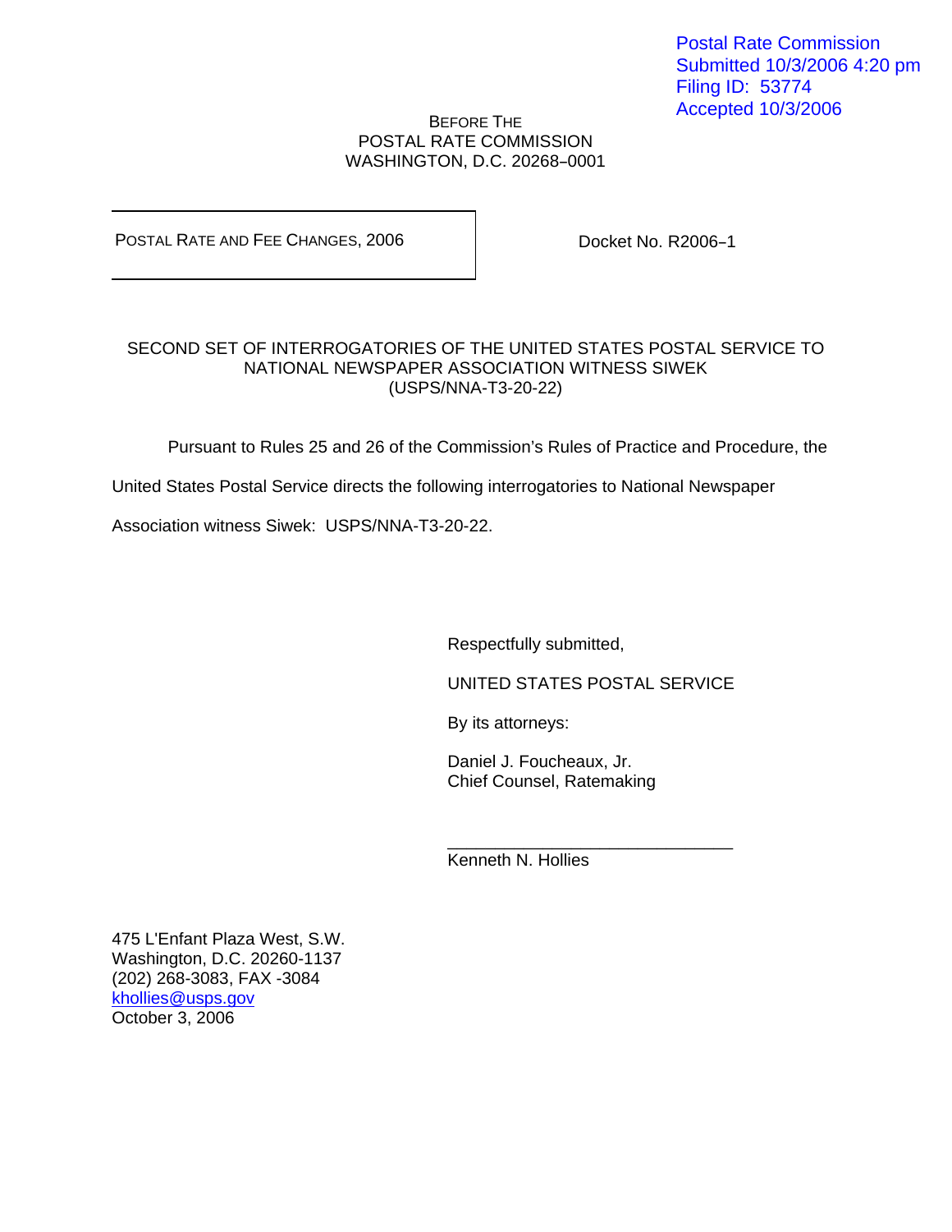Postal Rate Commission
Submitted 10/3/2006 4:20 pm
Filing ID: 53774
Accepted 10/3/2006

BEFORE THE
POSTAL RATE COMMISSION
WASHINGTON, D.C. 20268–0001

| POSTAL RATE AND FEE CHANGES, 2006 | Docket No. R2006–1 |
| --- | --- |

SECOND SET OF INTERROGATORIES OF THE UNITED STATES POSTAL SERVICE TO NATIONAL NEWSPAPER ASSOCIATION WITNESS SIWEK
(USPS/NNA-T3-20-22)

Pursuant to Rules 25 and 26 of the Commission's Rules of Practice and Procedure, the United States Postal Service directs the following interrogatories to National Newspaper Association witness Siwek: USPS/NNA-T3-20-22.

Respectfully submitted,

UNITED STATES POSTAL SERVICE

By its attorneys:

Daniel J. Foucheaux, Jr.
Chief Counsel, Ratemaking

______________________________
Kenneth N. Hollies

475 L'Enfant Plaza West, S.W.
Washington, D.C. 20260-1137
(202) 268-3083, FAX -3084
khollies@usps.gov
October 3, 2006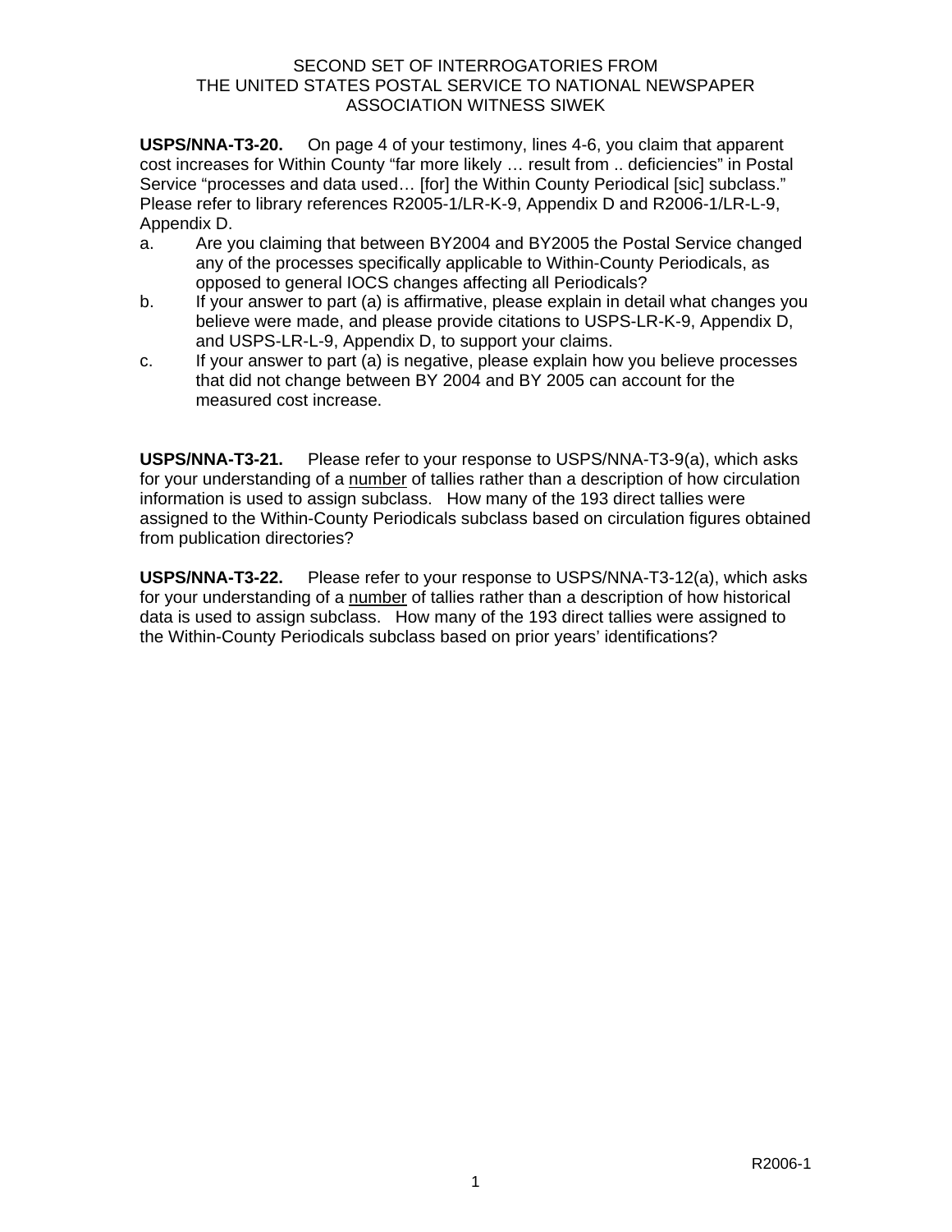SECOND SET OF INTERROGATORIES FROM
THE UNITED STATES POSTAL SERVICE TO NATIONAL NEWSPAPER
ASSOCIATION WITNESS SIWEK

**USPS/NNA-T3-20.** On page 4 of your testimony, lines 4-6, you claim that apparent cost increases for Within County "far more likely … result from .. deficiencies" in Postal Service "processes and data used… [for] the Within County Periodical [sic] subclass." Please refer to library references R2005-1/LR-K-9, Appendix D and R2006-1/LR-L-9, Appendix D.

a. Are you claiming that between BY2004 and BY2005 the Postal Service changed any of the processes specifically applicable to Within-County Periodicals, as opposed to general IOCS changes affecting all Periodicals?

b. If your answer to part (a) is affirmative, please explain in detail what changes you believe were made, and please provide citations to USPS-LR-K-9, Appendix D, and USPS-LR-L-9, Appendix D, to support your claims.

c. If your answer to part (a) is negative, please explain how you believe processes that did not change between BY 2004 and BY 2005 can account for the measured cost increase.

**USPS/NNA-T3-21.** Please refer to your response to USPS/NNA-T3-9(a), which asks for your understanding of a <u>number</u> of tallies rather than a description of how circulation information is used to assign subclass. How many of the 193 direct tallies were assigned to the Within-County Periodicals subclass based on circulation figures obtained from publication directories?

**USPS/NNA-T3-22.** Please refer to your response to USPS/NNA-T3-12(a), which asks for your understanding of a <u>number</u> of tallies rather than a description of how historical data is used to assign subclass. How many of the 193 direct tallies were assigned to the Within-County Periodicals subclass based on prior years' identifications?